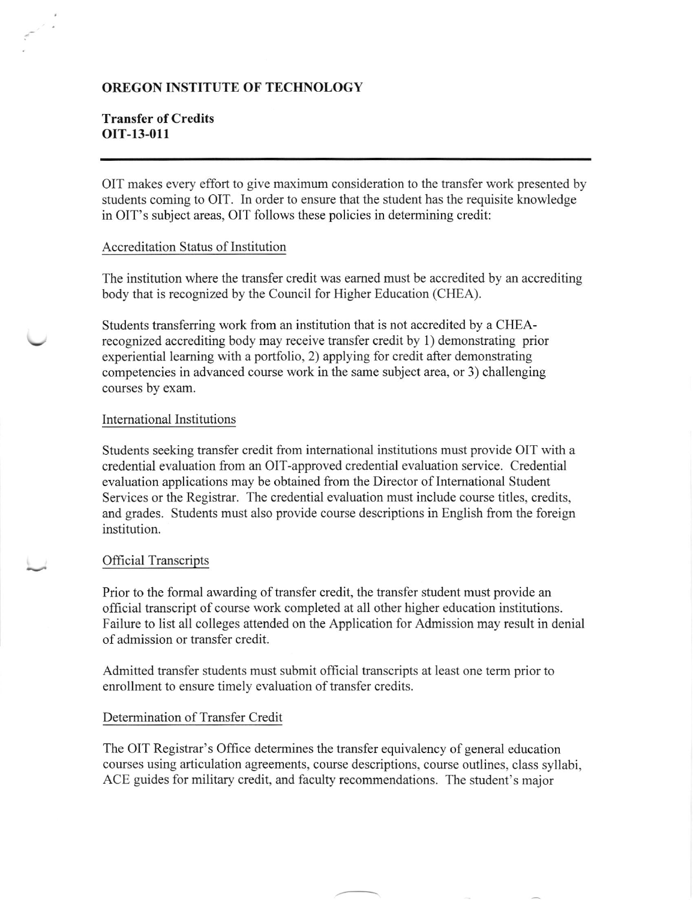**OREGON INSTITUTE OF TECHNOLOGY**

**Transfer of Credits**
**OIT-13-011**

---

OIT makes every effort to give maximum consideration to the transfer work presented by students coming to OIT. In order to ensure that the student has the requisite knowledge in OIT's subject areas, OIT follows these policies in determining credit:

## Accreditation Status of Institution

The institution where the transfer credit was earned must be accredited by an accrediting body that is recognized by the Council for Higher Education (CHEA).

Students transferring work from an institution that is not accredited by a CHEA-recognized accrediting body may receive transfer credit by 1) demonstrating prior experiential learning with a portfolio, 2) applying for credit after demonstrating competencies in advanced course work in the same subject area, or 3) challenging courses by exam.

## International Institutions

Students seeking transfer credit from international institutions must provide OIT with a credential evaluation from an OIT-approved credential evaluation service. Credential evaluation applications may be obtained from the Director of International Student Services or the Registrar. The credential evaluation must include course titles, credits, and grades. Students must also provide course descriptions in English from the foreign institution.

## Official Transcripts

Prior to the formal awarding of transfer credit, the transfer student must provide an official transcript of course work completed at all other higher education institutions. Failure to list all colleges attended on the Application for Admission may result in denial of admission or transfer credit.

Admitted transfer students must submit official transcripts at least one term prior to enrollment to ensure timely evaluation of transfer credits.

## Determination of Transfer Credit

The OIT Registrar's Office determines the transfer equivalency of general education courses using articulation agreements, course descriptions, course outlines, class syllabi, ACE guides for military credit, and faculty recommendations. The student's major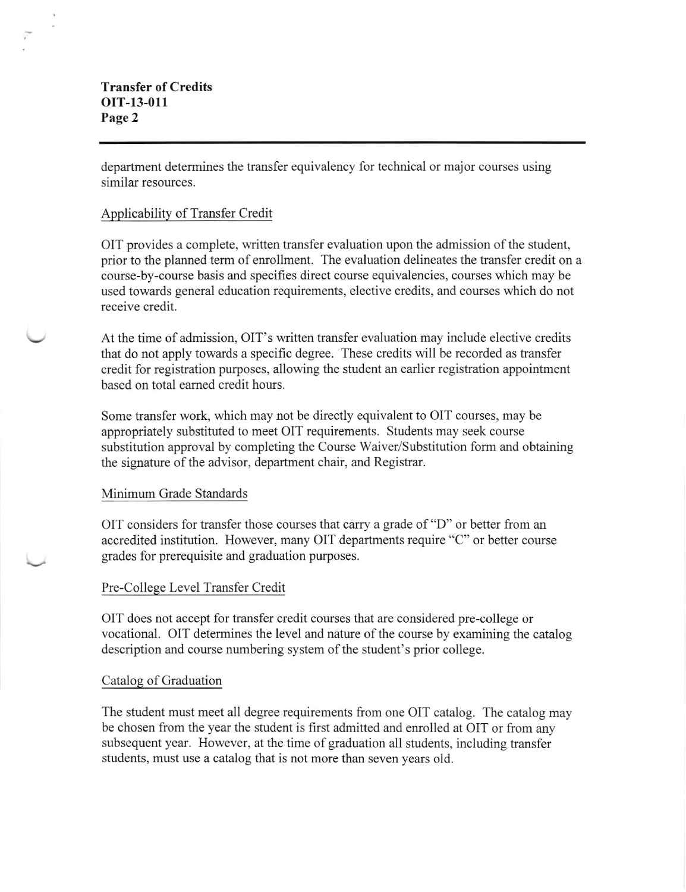department determines the transfer equivalency for technical or major courses using similar resources.

## Applicability of Transfer Credit

OIT provides a complete, written transfer evaluation upon the admission of the student, prior to the planned term of enrollment. The evaluation delineates the transfer credit on a course-by-course basis and specifies direct course equivalencies, courses which may be used towards general education requirements, elective credits, and courses which do not receive credit.

At the time of admission, OIT's written transfer evaluation may include elective credits that do not apply towards a specific degree. These credits will be recorded as transfer credit for registration purposes, allowing the student an earlier registration appointment based on total earned credit hours.

Some transfer work, which may not be directly equivalent to OIT courses, may be appropriately substituted to meet OIT requirements. Students may seek course substitution approval by completing the Course Waiver/Substitution form and obtaining the signature of the advisor, department chair, and Registrar.

## Minimum Grade Standards

OIT considers for transfer those courses that carry a grade of "D" or better from an accredited institution. However, many OIT departments require "C" or better course grades for prerequisite and graduation purposes.

## Pre-College Level Transfer Credit

OIT does not accept for transfer credit courses that are considered pre-college or vocational. OIT determines the level and nature of the course by examining the catalog description and course numbering system of the student's prior college.

## Catalog of Graduation

The student must meet all degree requirements from one OIT catalog. The catalog may be chosen from the year the student is first admitted and enrolled at OIT or from any subsequent year. However, at the time of graduation all students, including transfer students, must use a catalog that is not more than seven years old.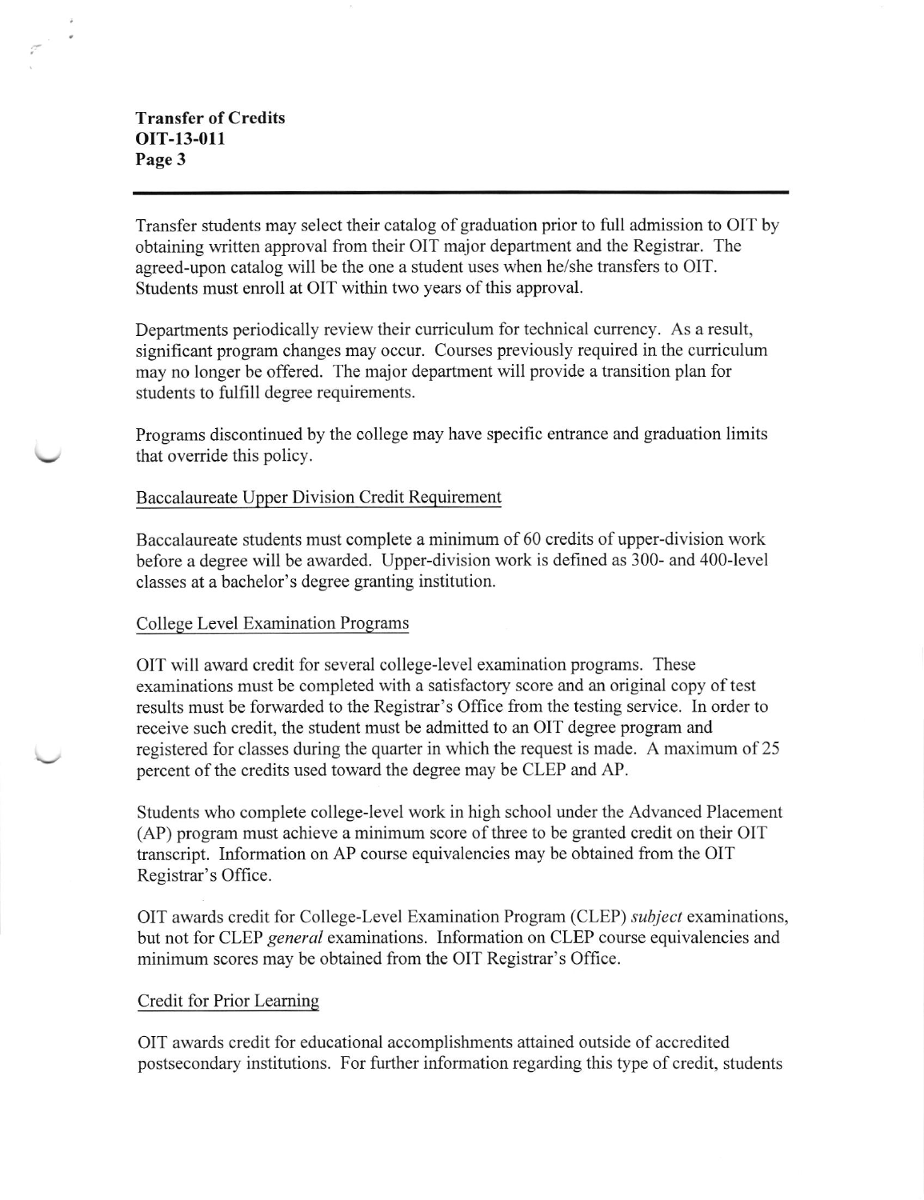Transfer students may select their catalog of graduation prior to full admission to OIT by obtaining written approval from their OIT major department and the Registrar. The agreed-upon catalog will be the one a student uses when he/she transfers to OIT. Students must enroll at OIT within two years of this approval.

Departments periodically review their curriculum for technical currency. As a result, significant program changes may occur. Courses previously required in the curriculum may no longer be offered. The major department will provide a transition plan for students to fulfill degree requirements.

Programs discontinued by the college may have specific entrance and graduation limits that override this policy.

## Baccalaureate Upper Division Credit Requirement

Baccalaureate students must complete a minimum of 60 credits of upper-division work before a degree will be awarded. Upper-division work is defined as 300- and 400-level classes at a bachelor's degree granting institution.

## College Level Examination Programs

OIT will award credit for several college-level examination programs. These examinations must be completed with a satisfactory score and an original copy of test results must be forwarded to the Registrar's Office from the testing service. In order to receive such credit, the student must be admitted to an OIT degree program and registered for classes during the quarter in which the request is made. A maximum of 25 percent of the credits used toward the degree may be CLEP and AP.

Students who complete college-level work in high school under the Advanced Placement (AP) program must achieve a minimum score of three to be granted credit on their OIT transcript. Information on AP course equivalencies may be obtained from the OIT Registrar's Office.

OIT awards credit for College-Level Examination Program (CLEP) *subject* examinations, but not for CLEP *general* examinations. Information on CLEP course equivalencies and minimum scores may be obtained from the OIT Registrar's Office.

## Credit for Prior Learning

OIT awards credit for educational accomplishments attained outside of accredited postsecondary institutions. For further information regarding this type of credit, students